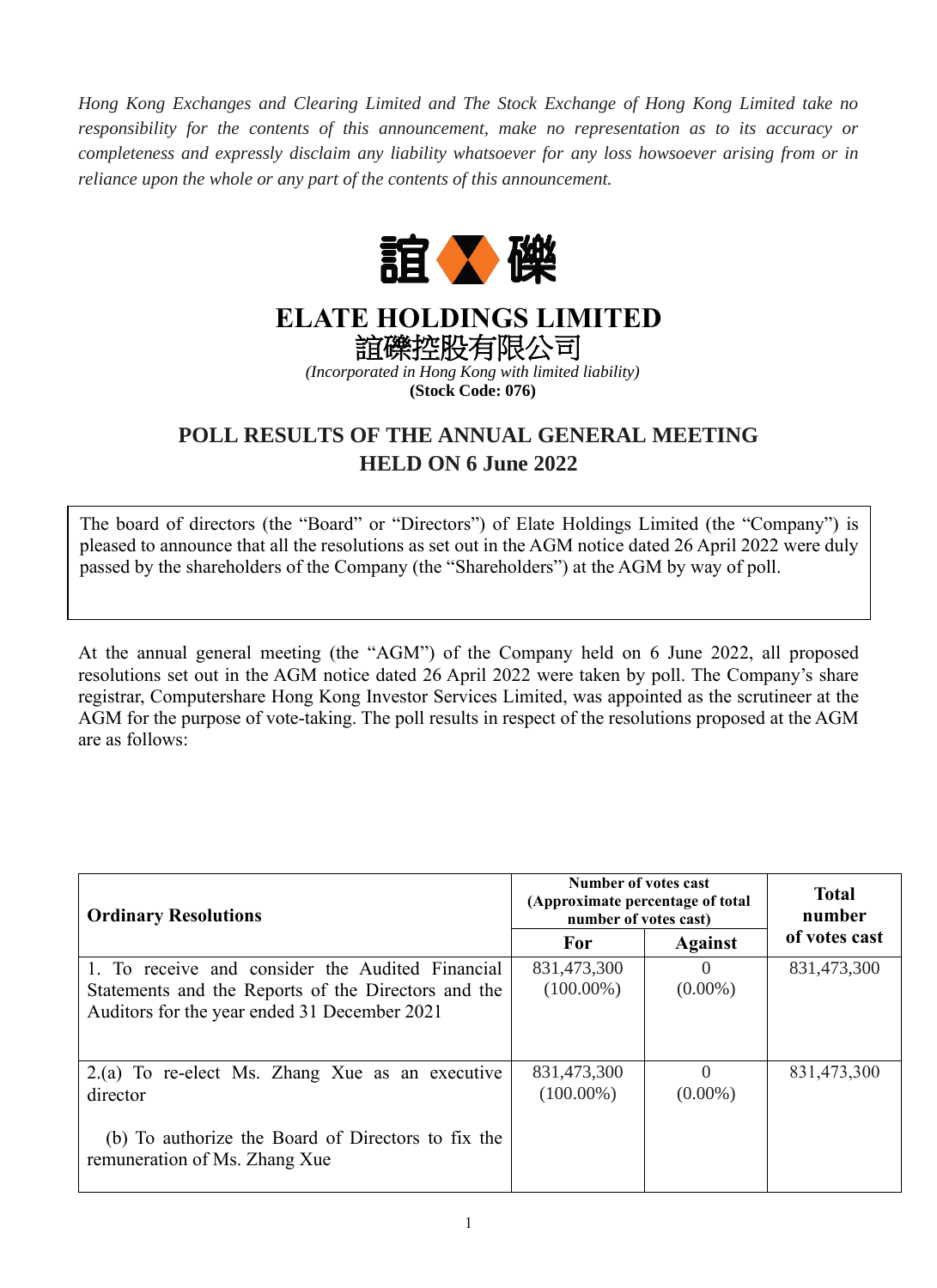*Hong Kong Exchanges and Clearing Limited and The Stock Exchange of Hong Kong Limited take no responsibility for the contents of this announcement, make no representation as to its accuracy or completeness and expressly disclaim any liability whatsoever for any loss howsoever arising from or in reliance upon the whole or any part of the contents of this announcement.*

# ELATE HOLDINGS LIMITED

# 誼礫控股有限公司

*(Incorporated in Hong Kong with limited liability)*

**(Stock Code: 076)**

## POLL RESULTS OF THE ANNUAL GENERAL MEETING HELD ON 6 June 2022

The board of directors (the "Board" or "Directors") of Elate Holdings Limited (the "Company") is pleased to announce that all the resolutions as set out in the AGM notice dated 26 April 2022 were duly passed by the shareholders of the Company (the "Shareholders") at the AGM by way of poll.

At the annual general meeting (the "AGM") of the Company held on 6 June 2022, all proposed resolutions set out in the AGM notice dated 26 April 2022 were taken by poll. The Company's share registrar, Computershare Hong Kong Investor Services Limited, was appointed as the scrutineer at the AGM for the purpose of vote-taking. The poll results in respect of the resolutions proposed at the AGM are as follows:

| Ordinary Resolutions | Number of votes cast (Approximate percentage of total number of votes cast) | | Total number of votes cast |
|---|---|---|---|
| | For | Against | |
| 1. To receive and consider the Audited Financial Statements and the Reports of the Directors and the Auditors for the year ended 31 December 2021 | 831,473,300 (100.00%) | 0 (0.00%) | 831,473,300 |
| 2.(a) To re-elect Ms. Zhang Xue as an executive director<br><br>(b) To authorize the Board of Directors to fix the remuneration of Ms. Zhang Xue | 831,473,300 (100.00%) | 0 (0.00%) | 831,473,300 |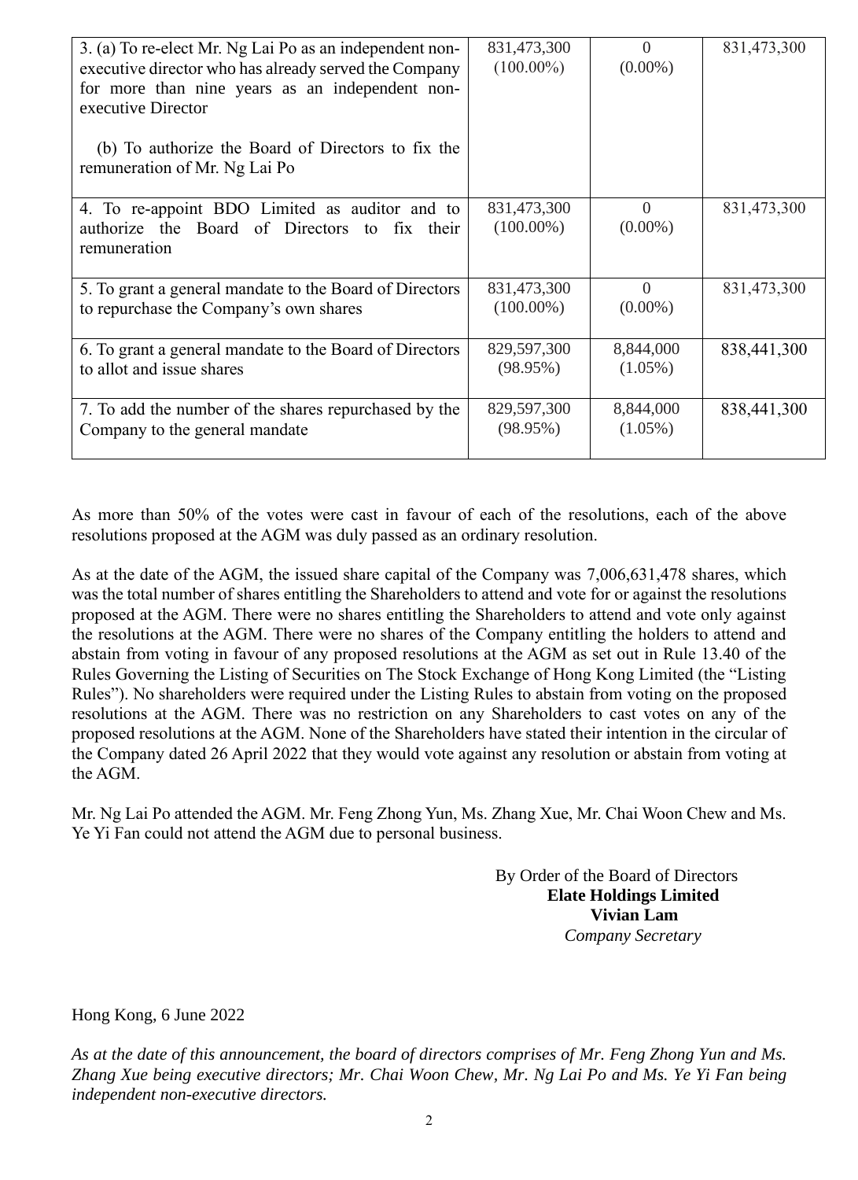| | | | |
|---|---|---|---|
| 3. (a) To re-elect Mr. Ng Lai Po as an independent non-executive director who has already served the Company for more than nine years as an independent non-executive Director<br><br>(b) To authorize the Board of Directors to fix the remuneration of Mr. Ng Lai Po | 831,473,300 (100.00%) | 0 (0.00%) | 831,473,300 |
| 4. To re-appoint BDO Limited as auditor and to authorize the Board of Directors to fix their remuneration | 831,473,300 (100.00%) | 0 (0.00%) | 831,473,300 |
| 5. To grant a general mandate to the Board of Directors to repurchase the Company's own shares | 831,473,300 (100.00%) | 0 (0.00%) | 831,473,300 |
| 6. To grant a general mandate to the Board of Directors to allot and issue shares | 829,597,300 (98.95%) | 8,844,000 (1.05%) | 838,441,300 |
| 7. To add the number of the shares repurchased by the Company to the general mandate | 829,597,300 (98.95%) | 8,844,000 (1.05%) | 838,441,300 |

As more than 50% of the votes were cast in favour of each of the resolutions, each of the above resolutions proposed at the AGM was duly passed as an ordinary resolution.

As at the date of the AGM, the issued share capital of the Company was 7,006,631,478 shares, which was the total number of shares entitling the Shareholders to attend and vote for or against the resolutions proposed at the AGM. There were no shares entitling the Shareholders to attend and vote only against the resolutions at the AGM. There were no shares of the Company entitling the holders to attend and abstain from voting in favour of any proposed resolutions at the AGM as set out in Rule 13.40 of the Rules Governing the Listing of Securities on The Stock Exchange of Hong Kong Limited (the "Listing Rules"). No shareholders were required under the Listing Rules to abstain from voting on the proposed resolutions at the AGM. There was no restriction on any Shareholders to cast votes on any of the proposed resolutions at the AGM. None of the Shareholders have stated their intention in the circular of the Company dated 26 April 2022 that they would vote against any resolution or abstain from voting at the AGM.

Mr. Ng Lai Po attended the AGM. Mr. Feng Zhong Yun, Ms. Zhang Xue, Mr. Chai Woon Chew and Ms. Ye Yi Fan could not attend the AGM due to personal business.

By Order of the Board of Directors
**Elate Holdings Limited**
**Vivian Lam**
*Company Secretary*

Hong Kong, 6 June 2022

*As at the date of this announcement, the board of directors comprises of Mr. Feng Zhong Yun and Ms. Zhang Xue being executive directors; Mr. Chai Woon Chew, Mr. Ng Lai Po and Ms. Ye Yi Fan being independent non-executive directors.*